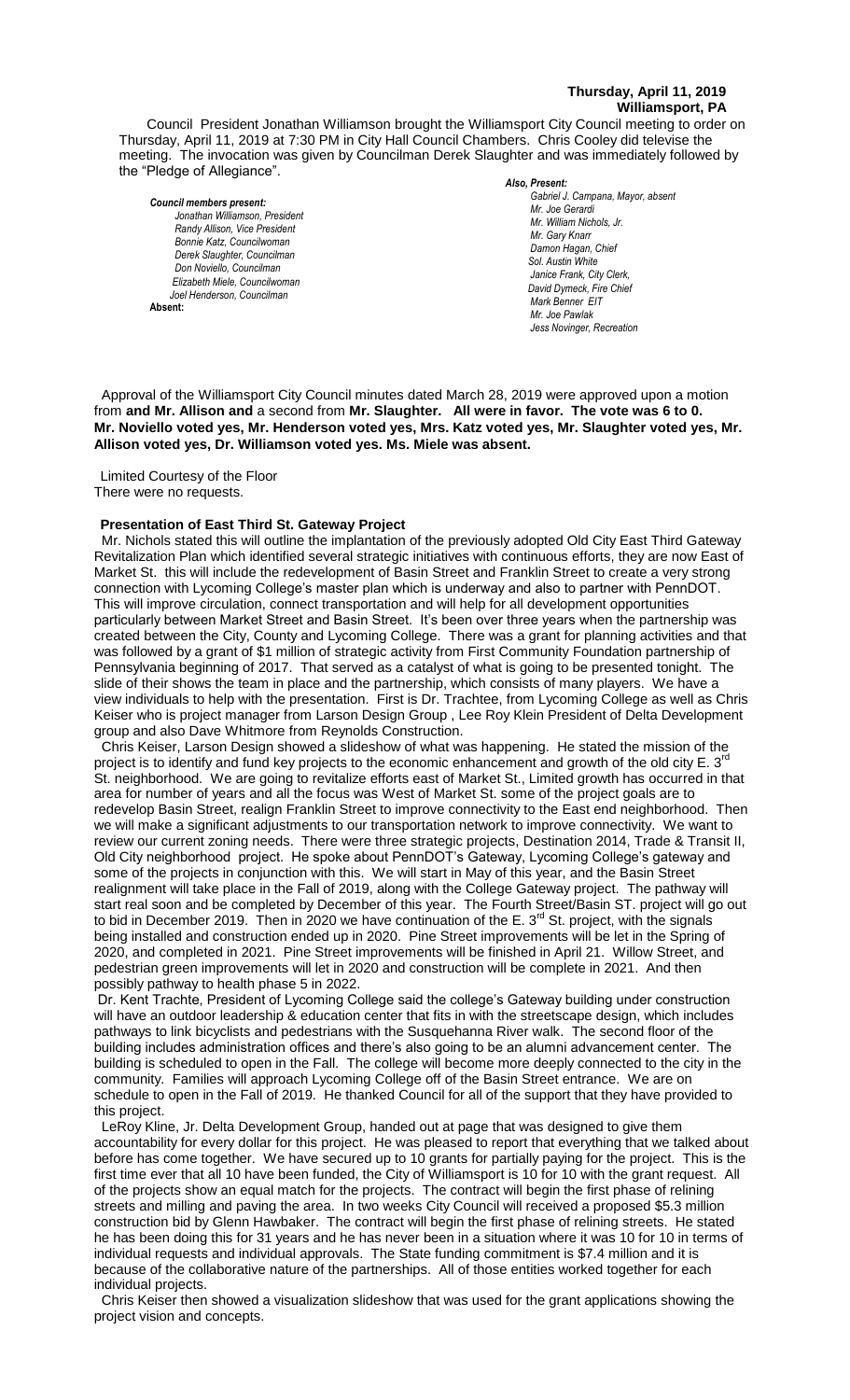**Thursday, April 11, 2019**
**Williamsport, PA**

Council President Jonathan Williamson brought the Williamsport City Council meeting to order on Thursday, April 11, 2019 at 7:30 PM in City Hall Council Chambers. Chris Cooley did televise the meeting. The invocation was given by Councilman Derek Slaughter and was immediately followed by the "Pledge of Allegiance".

***Council members present:***
*Jonathan Williamson, President*
*Randy Allison, Vice President*
*Bonnie Katz, Councilwoman*
*Derek Slaughter, Councilman*
*Don Noviello, Councilman*
*Elizabeth Miele, Councilwoman*
*Joel Henderson, Councilman*
**Absent:**

***Also, Present:***
*Gabriel J. Campana, Mayor, absent*
*Mr. Joe Gerardi*
*Mr. William Nichols, Jr.*
*Mr. Gary Knarr*
*Damon Hagan, Chief*
*Sol. Austin White*
*Janice Frank, City Clerk,*
*David Dymeck, Fire Chief*
*Mark Benner EIT*
*Mr. Joe Pawlak*
*Jess Novinger, Recreation*

Approval of the Williamsport City Council minutes dated March 28, 2019 were approved upon a motion from **and Mr. Allison and** a second from **Mr. Slaughter. All were in favor. The vote was 6 to 0. Mr. Noviello voted yes, Mr. Henderson voted yes, Mrs. Katz voted yes, Mr. Slaughter voted yes, Mr. Allison voted yes, Dr. Williamson voted yes. Ms. Miele was absent.**

Limited Courtesy of the Floor
There were no requests.

**Presentation of East Third St. Gateway Project**

Mr. Nichols stated this will outline the implantation of the previously adopted Old City East Third Gateway Revitalization Plan which identified several strategic initiatives with continuous efforts, they are now East of Market St. this will include the redevelopment of Basin Street and Franklin Street to create a very strong connection with Lycoming College's master plan which is underway and also to partner with PennDOT. This will improve circulation, connect transportation and will help for all development opportunities particularly between Market Street and Basin Street. It's been over three years when the partnership was created between the City, County and Lycoming College. There was a grant for planning activities and that was followed by a grant of $1 million of strategic activity from First Community Foundation partnership of Pennsylvania beginning of 2017. That served as a catalyst of what is going to be presented tonight. The slide of their shows the team in place and the partnership, which consists of many players. We have a view individuals to help with the presentation. First is Dr. Trachtee, from Lycoming College as well as Chris Keiser who is project manager from Larson Design Group , Lee Roy Klein President of Delta Development group and also Dave Whitmore from Reynolds Construction.

Chris Keiser, Larson Design showed a slideshow of what was happening. He stated the mission of the project is to identify and fund key projects to the economic enhancement and growth of the old city E. 3rd St. neighborhood. We are going to revitalize efforts east of Market St., Limited growth has occurred in that area for number of years and all the focus was West of Market St. some of the project goals are to redevelop Basin Street, realign Franklin Street to improve connectivity to the East end neighborhood. Then we will make a significant adjustments to our transportation network to improve connectivity. We want to review our current zoning needs. There were three strategic projects, Destination 2014, Trade & Transit II, Old City neighborhood project. He spoke about PennDOT's Gateway, Lycoming College's gateway and some of the projects in conjunction with this. We will start in May of this year, and the Basin Street realignment will take place in the Fall of 2019, along with the College Gateway project. The pathway will start real soon and be completed by December of this year. The Fourth Street/Basin ST. project will go out to bid in December 2019. Then in 2020 we have continuation of the E. 3rd St. project, with the signals being installed and construction ended up in 2020. Pine Street improvements will be let in the Spring of 2020, and completed in 2021. Pine Street improvements will be finished in April 21. Willow Street, and pedestrian green improvements will let in 2020 and construction will be complete in 2021. And then possibly pathway to health phase 5 in 2022.

Dr. Kent Trachte, President of Lycoming College said the college's Gateway building under construction will have an outdoor leadership & education center that fits in with the streetscape design, which includes pathways to link bicyclists and pedestrians with the Susquehanna River walk. The second floor of the building includes administration offices and there's also going to be an alumni advancement center. The building is scheduled to open in the Fall. The college will become more deeply connected to the city in the community. Families will approach Lycoming College off of the Basin Street entrance. We are on schedule to open in the Fall of 2019. He thanked Council for all of the support that they have provided to this project.

LeRoy Kline, Jr. Delta Development Group, handed out at page that was designed to give them accountability for every dollar for this project. He was pleased to report that everything that we talked about before has come together. We have secured up to 10 grants for partially paying for the project. This is the first time ever that all 10 have been funded, the City of Williamsport is 10 for 10 with the grant request. All of the projects show an equal match for the projects. The contract will begin the first phase of relining streets and milling and paving the area. In two weeks City Council will received a proposed $5.3 million construction bid by Glenn Hawbaker. The contract will begin the first phase of relining streets. He stated he has been doing this for 31 years and he has never been in a situation where it was 10 for 10 in terms of individual requests and individual approvals. The State funding commitment is $7.4 million and it is because of the collaborative nature of the partnerships. All of those entities worked together for each individual projects.

Chris Keiser then showed a visualization slideshow that was used for the grant applications showing the project vision and concepts.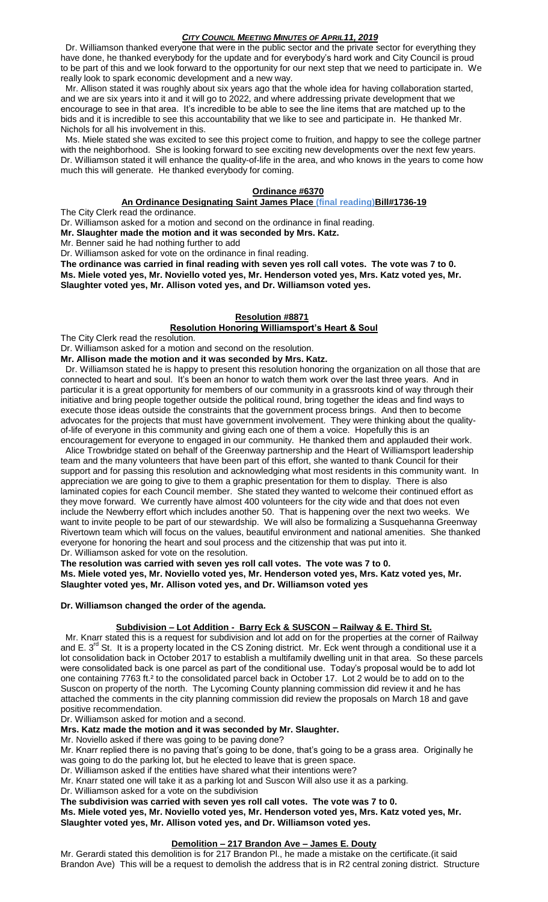Dr. Williamson thanked everyone that were in the public sector and the private sector for everything they have done, he thanked everybody for the update and for everybody's hard work and City Council is proud to be part of this and we look forward to the opportunity for our next step that we need to participate in. We really look to spark economic development and a new way.

Mr. Allison stated it was roughly about six years ago that the whole idea for having collaboration started, and we are six years into it and it will go to 2022, and where addressing private development that we encourage to see in that area. It's incredible to be able to see the line items that are matched up to the bids and it is incredible to see this accountability that we like to see and participate in. He thanked Mr. Nichols for all his involvement in this.

Ms. Miele stated she was excited to see this project come to fruition, and happy to see the college partner with the neighborhood. She is looking forward to see exciting new developments over the next few years.
Dr. Williamson stated it will enhance the quality-of-life in the area, and who knows in the years to come how much this will generate. He thanked everybody for coming.

## Ordinance #6370

### An Ordinance Designating Saint James Place (final reading) Bill#1736-19

The City Clerk read the ordinance.
Dr. Williamson asked for a motion and second on the ordinance in final reading.
**Mr. Slaughter made the motion and it was seconded by Mrs. Katz.**
Mr. Benner said he had nothing further to add
Dr. Williamson asked for vote on the ordinance in final reading.
**The ordinance was carried in final reading with seven yes roll call votes. The vote was 7 to 0. Ms. Miele voted yes, Mr. Noviello voted yes, Mr. Henderson voted yes, Mrs. Katz voted yes, Mr. Slaughter voted yes, Mr. Allison voted yes, and Dr. Williamson voted yes.**

## Resolution #8871

### Resolution Honoring Williamsport's Heart & Soul

The City Clerk read the resolution.
Dr. Williamson asked for a motion and second on the resolution.
**Mr. Allison made the motion and it was seconded by Mrs. Katz.**

Dr. Williamson stated he is happy to present this resolution honoring the organization on all those that are connected to heart and soul. It's been an honor to watch them work over the last three years. And in particular it is a great opportunity for members of our community in a grassroots kind of way through their initiative and bring people together outside the political round, bring together the ideas and find ways to execute those ideas outside the constraints that the government process brings. And then to become advocates for the projects that must have government involvement. They were thinking about the quality-of-life of everyone in this community and giving each one of them a voice. Hopefully this is an encouragement for everyone to engaged in our community. He thanked them and applauded their work.

Alice Trowbridge stated on behalf of the Greenway partnership and the Heart of Williamsport leadership team and the many volunteers that have been part of this effort, she wanted to thank Council for their support and for passing this resolution and acknowledging what most residents in this community want. In appreciation we are going to give to them a graphic presentation for them to display. There is also laminated copies for each Council member. She stated they wanted to welcome their continued effort as they move forward. We currently have almost 400 volunteers for the city wide and that does not even include the Newberry effort which includes another 50. That is happening over the next two weeks. We want to invite people to be part of our stewardship. We will also be formalizing a Susquehanna Greenway Rivertown team which will focus on the values, beautiful environment and national amenities. She thanked everyone for honoring the heart and soul process and the citizenship that was put into it.
Dr. Williamson asked for vote on the resolution.
**The resolution was carried with seven yes roll call votes. The vote was 7 to 0.**
**Ms. Miele voted yes, Mr. Noviello voted yes, Mr. Henderson voted yes, Mrs. Katz voted yes, Mr. Slaughter voted yes, Mr. Allison voted yes, and Dr. Williamson voted yes**

**Dr. Williamson changed the order of the agenda.**

### Subdivision – Lot Addition - Barry Eck & SUSCON – Railway & E. Third St.

Mr. Knarr stated this is a request for subdivision and lot add on for the properties at the corner of Railway and E. 3rd St. It is a property located in the CS Zoning district. Mr. Eck went through a conditional use it a lot consolidation back in October 2017 to establish a multifamily dwelling unit in that area. So these parcels were consolidated back is one parcel as part of the conditional use. Today's proposal would be to add lot one containing 7763 ft.² to the consolidated parcel back in October 17. Lot 2 would be to add on to the Suscon on property of the north. The Lycoming County planning commission did review it and he has attached the comments in the city planning commission did review the proposals on March 18 and gave positive recommendation.
Dr. Williamson asked for motion and a second.
**Mrs. Katz made the motion and it was seconded by Mr. Slaughter.**
Mr. Noviello asked if there was going to be paving done?
Mr. Knarr replied there is no paving that's going to be done, that's going to be a grass area. Originally he was going to do the parking lot, but he elected to leave that is green space.
Dr. Williamson asked if the entities have shared what their intentions were?
Mr. Knarr stated one will take it as a parking lot and Suscon Will also use it as a parking.
Dr. Williamson asked for a vote on the subdivision
**The subdivision was carried with seven yes roll call votes. The vote was 7 to 0.**
**Ms. Miele voted yes, Mr. Noviello voted yes, Mr. Henderson voted yes, Mrs. Katz voted yes, Mr. Slaughter voted yes, Mr. Allison voted yes, and Dr. Williamson voted yes.**

### Demolition – 217 Brandon Ave – James E. Douty

Mr. Gerardi stated this demolition is for 217 Brandon Pl., he made a mistake on the certificate.(it said Brandon Ave) This will be a request to demolish the address that is in R2 central zoning district. Structure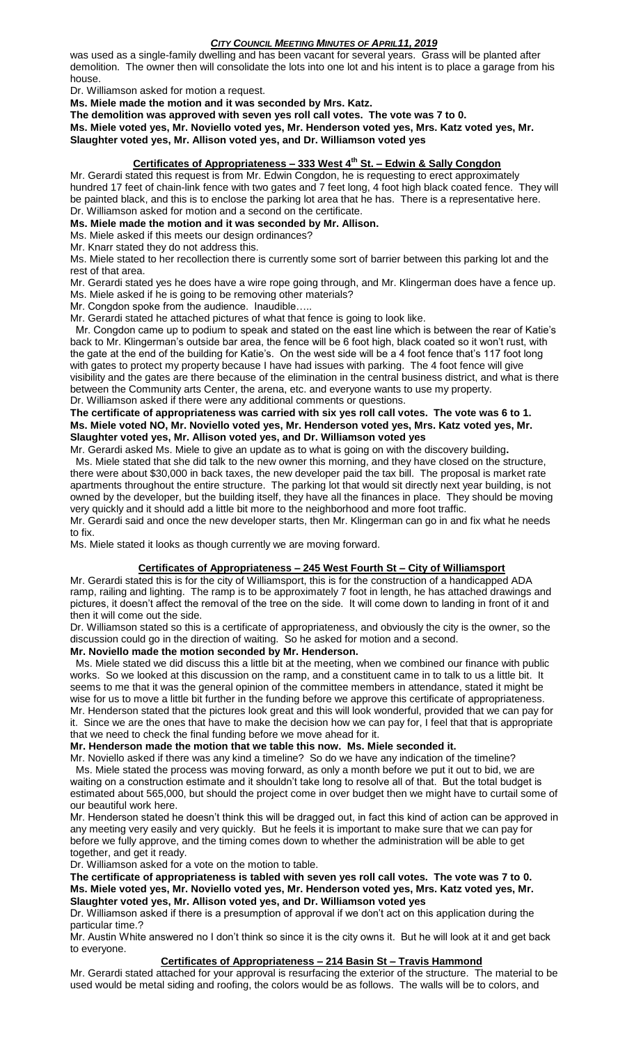was used as a single-family dwelling and has been vacant for several years. Grass will be planted after demolition. The owner then will consolidate the lots into one lot and his intent is to place a garage from his house.

Dr. Williamson asked for motion a request.

**Ms. Miele made the motion and it was seconded by Mrs. Katz.**

**The demolition was approved with seven yes roll call votes. The vote was 7 to 0.**

**Ms. Miele voted yes, Mr. Noviello voted yes, Mr. Henderson voted yes, Mrs. Katz voted yes, Mr. Slaughter voted yes, Mr. Allison voted yes, and Dr. Williamson voted yes**

## Certificates of Appropriateness – 333 West 4th St. – Edwin & Sally Congdon

Mr. Gerardi stated this request is from Mr. Edwin Congdon, he is requesting to erect approximately hundred 17 feet of chain-link fence with two gates and 7 feet long, 4 foot high black coated fence. They will be painted black, and this is to enclose the parking lot area that he has. There is a representative here.

Dr. Williamson asked for motion and a second on the certificate.

**Ms. Miele made the motion and it was seconded by Mr. Allison.**

Ms. Miele asked if this meets our design ordinances?

Mr. Knarr stated they do not address this.

Ms. Miele stated to her recollection there is currently some sort of barrier between this parking lot and the rest of that area.

Mr. Gerardi stated yes he does have a wire rope going through, and Mr. Klingerman does have a fence up.

Ms. Miele asked if he is going to be removing other materials?

Mr. Congdon spoke from the audience. Inaudible…..

Mr. Gerardi stated he attached pictures of what that fence is going to look like.

Mr. Congdon came up to podium to speak and stated on the east line which is between the rear of Katie's back to Mr. Klingerman's outside bar area, the fence will be 6 foot high, black coated so it won't rust, with the gate at the end of the building for Katie's. On the west side will be a 4 foot fence that's 117 foot long with gates to protect my property because I have had issues with parking. The 4 foot fence will give visibility and the gates are there because of the elimination in the central business district, and what is there between the Community arts Center, the arena, etc. and everyone wants to use my property.

Dr. Williamson asked if there were any additional comments or questions.

**The certificate of appropriateness was carried with six yes roll call votes. The vote was 6 to 1. Ms. Miele voted NO, Mr. Noviello voted yes, Mr. Henderson voted yes, Mrs. Katz voted yes, Mr. Slaughter voted yes, Mr. Allison voted yes, and Dr. Williamson voted yes**

Mr. Gerardi asked Ms. Miele to give an update as to what is going on with the discovery building**.**

Ms. Miele stated that she did talk to the new owner this morning, and they have closed on the structure, there were about $30,000 in back taxes, the new developer paid the tax bill. The proposal is market rate apartments throughout the entire structure. The parking lot that would sit directly next year building, is not owned by the developer, but the building itself, they have all the finances in place. They should be moving very quickly and it should add a little bit more to the neighborhood and more foot traffic.

Mr. Gerardi said and once the new developer starts, then Mr. Klingerman can go in and fix what he needs to fix.

Ms. Miele stated it looks as though currently we are moving forward.

## Certificates of Appropriateness – 245 West Fourth St – City of Williamsport

Mr. Gerardi stated this is for the city of Williamsport, this is for the construction of a handicapped ADA ramp, railing and lighting. The ramp is to be approximately 7 foot in length, he has attached drawings and pictures, it doesn't affect the removal of the tree on the side. It will come down to landing in front of it and then it will come out the side.

Dr. Williamson stated so this is a certificate of appropriateness, and obviously the city is the owner, so the discussion could go in the direction of waiting. So he asked for motion and a second.

**Mr. Noviello made the motion seconded by Mr. Henderson.**

Ms. Miele stated we did discuss this a little bit at the meeting, when we combined our finance with public works. So we looked at this discussion on the ramp, and a constituent came in to talk to us a little bit. It seems to me that it was the general opinion of the committee members in attendance, stated it might be wise for us to move a little bit further in the funding before we approve this certificate of appropriateness.

Mr. Henderson stated that the pictures look great and this will look wonderful, provided that we can pay for it. Since we are the ones that have to make the decision how we can pay for, I feel that that is appropriate that we need to check the final funding before we move ahead for it.

**Mr. Henderson made the motion that we table this now. Ms. Miele seconded it.**

Mr. Noviello asked if there was any kind a timeline? So do we have any indication of the timeline?

Ms. Miele stated the process was moving forward, as only a month before we put it out to bid, we are waiting on a construction estimate and it shouldn't take long to resolve all of that. But the total budget is estimated about 565,000, but should the project come in over budget then we might have to curtail some of our beautiful work here.

Mr. Henderson stated he doesn't think this will be dragged out, in fact this kind of action can be approved in any meeting very easily and very quickly. But he feels it is important to make sure that we can pay for before we fully approve, and the timing comes down to whether the administration will be able to get together, and get it ready.

Dr. Williamson asked for a vote on the motion to table.

**The certificate of appropriateness is tabled with seven yes roll call votes. The vote was 7 to 0. Ms. Miele voted yes, Mr. Noviello voted yes, Mr. Henderson voted yes, Mrs. Katz voted yes, Mr. Slaughter voted yes, Mr. Allison voted yes, and Dr. Williamson voted yes**

Dr. Williamson asked if there is a presumption of approval if we don't act on this application during the particular time.?

Mr. Austin White answered no I don't think so since it is the city owns it. But he will look at it and get back to everyone.

## Certificates of Appropriateness – 214 Basin St – Travis Hammond

Mr. Gerardi stated attached for your approval is resurfacing the exterior of the structure. The material to be used would be metal siding and roofing, the colors would be as follows. The walls will be to colors, and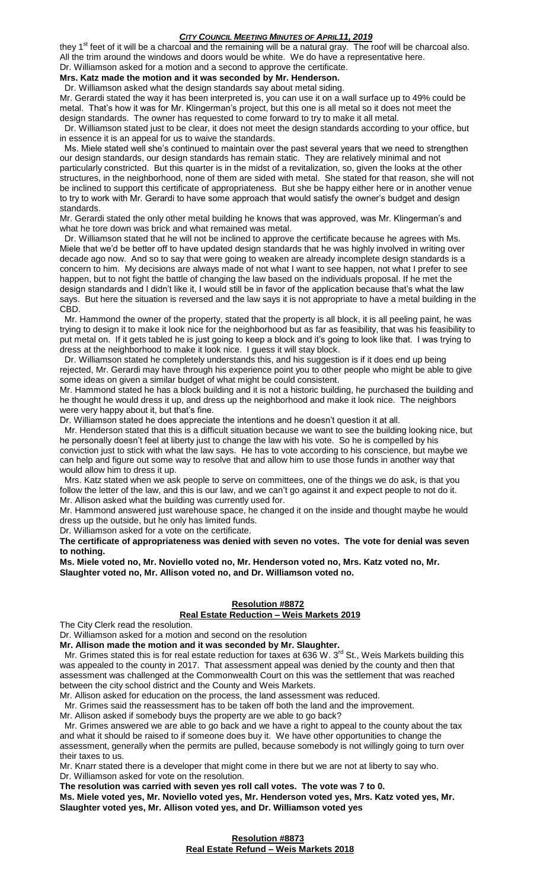they 1st feet of it will be a charcoal and the remaining will be a natural gray. The roof will be charcoal also. All the trim around the windows and doors would be white. We do have a representative here.
Dr. Williamson asked for a motion and a second to approve the certificate.

**Mrs. Katz made the motion and it was seconded by Mr. Henderson.**

Dr. Williamson asked what the design standards say about metal siding.

Mr. Gerardi stated the way it has been interpreted is, you can use it on a wall surface up to 49% could be metal. That's how it was for Mr. Klingerman's project, but this one is all metal so it does not meet the design standards. The owner has requested to come forward to try to make it all metal.

Dr. Williamson stated just to be clear, it does not meet the design standards according to your office, but in essence it is an appeal for us to waive the standards.

Ms. Miele stated well she's continued to maintain over the past several years that we need to strengthen our design standards, our design standards has remain static. They are relatively minimal and not particularly constricted. But this quarter is in the midst of a revitalization, so, given the looks at the other structures, in the neighborhood, none of them are sided with metal. She stated for that reason, she will not be inclined to support this certificate of appropriateness. But she be happy either here or in another venue to try to work with Mr. Gerardi to have some approach that would satisfy the owner's budget and design standards.

Mr. Gerardi stated the only other metal building he knows that was approved, was Mr. Klingerman's and what he tore down was brick and what remained was metal.

Dr. Williamson stated that he will not be inclined to approve the certificate because he agrees with Ms. Miele that we'd be better off to have updated design standards that he was highly involved in writing over decade ago now. And so to say that were going to weaken are already incomplete design standards is a concern to him. My decisions are always made of not what I want to see happen, not what I prefer to see happen, but to not fight the battle of changing the law based on the individuals proposal. If he met the design standards and I didn't like it, I would still be in favor of the application because that's what the law says. But here the situation is reversed and the law says it is not appropriate to have a metal building in the CBD.

Mr. Hammond the owner of the property, stated that the property is all block, it is all peeling paint, he was trying to design it to make it look nice for the neighborhood but as far as feasibility, that was his feasibility to put metal on. If it gets tabled he is just going to keep a block and it's going to look like that. I was trying to dress at the neighborhood to make it look nice. I guess it will stay block.

Dr. Williamson stated he completely understands this, and his suggestion is if it does end up being rejected, Mr. Gerardi may have through his experience point you to other people who might be able to give some ideas on given a similar budget of what might be could consistent.

Mr. Hammond stated he has a block building and it is not a historic building, he purchased the building and he thought he would dress it up, and dress up the neighborhood and make it look nice. The neighbors were very happy about it, but that's fine.

Dr. Williamson stated he does appreciate the intentions and he doesn't question it at all.

Mr. Henderson stated that this is a difficult situation because we want to see the building looking nice, but he personally doesn't feel at liberty just to change the law with his vote. So he is compelled by his conviction just to stick with what the law says. He has to vote according to his conscience, but maybe we can help and figure out some way to resolve that and allow him to use those funds in another way that would allow him to dress it up.

Mrs. Katz stated when we ask people to serve on committees, one of the things we do ask, is that you follow the letter of the law, and this is our law, and we can't go against it and expect people to not do it.

Mr. Allison asked what the building was currently used for.

Mr. Hammond answered just warehouse space, he changed it on the inside and thought maybe he would dress up the outside, but he only has limited funds.

Dr. Williamson asked for a vote on the certificate.

**The certificate of appropriateness was denied with seven no votes. The vote for denial was seven to nothing.**

**Ms. Miele voted no, Mr. Noviello voted no, Mr. Henderson voted no, Mrs. Katz voted no, Mr. Slaughter voted no, Mr. Allison voted no, and Dr. Williamson voted no.**

## Resolution #8872
## Real Estate Reduction – Weis Markets 2019

The City Clerk read the resolution.

Dr. Williamson asked for a motion and second on the resolution

**Mr. Allison made the motion and it was seconded by Mr. Slaughter.**

Mr. Grimes stated this is for real estate reduction for taxes at 636 W. 3rd St., Weis Markets building this was appealed to the county in 2017. That assessment appeal was denied by the county and then that assessment was challenged at the Commonwealth Court on this was the settlement that was reached between the city school district and the County and Weis Markets.

Mr. Allison asked for education on the process, the land assessment was reduced.

Mr. Grimes said the reassessment has to be taken off both the land and the improvement.

Mr. Allison asked if somebody buys the property are we able to go back?

Mr. Grimes answered we are able to go back and we have a right to appeal to the county about the tax and what it should be raised to if someone does buy it. We have other opportunities to change the assessment, generally when the permits are pulled, because somebody is not willingly going to turn over their taxes to us.

Mr. Knarr stated there is a developer that might come in there but we are not at liberty to say who.

Dr. Williamson asked for vote on the resolution.

**The resolution was carried with seven yes roll call votes. The vote was 7 to 0.**

**Ms. Miele voted yes, Mr. Noviello voted yes, Mr. Henderson voted yes, Mrs. Katz voted yes, Mr. Slaughter voted yes, Mr. Allison voted yes, and Dr. Williamson voted yes**

## Resolution #8873
## Real Estate Refund – Weis Markets 2018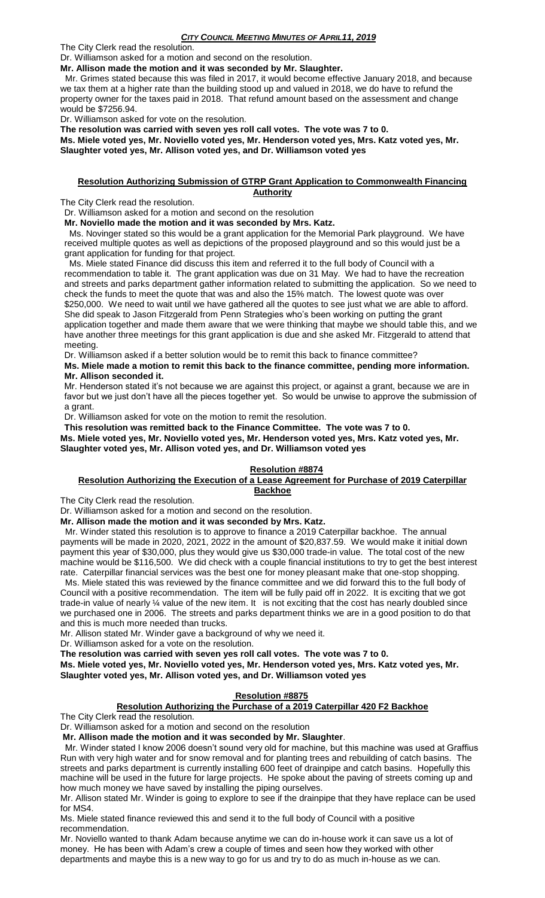The City Clerk read the resolution.

Dr. Williamson asked for a motion and second on the resolution.

**Mr. Allison made the motion and it was seconded by Mr. Slaughter.**

Mr. Grimes stated because this was filed in 2017, it would become effective January 2018, and because we tax them at a higher rate than the building stood up and valued in 2018, we do have to refund the property owner for the taxes paid in 2018. That refund amount based on the assessment and change would be $7256.94.

Dr. Williamson asked for vote on the resolution.

**The resolution was carried with seven yes roll call votes. The vote was 7 to 0.**

**Ms. Miele voted yes, Mr. Noviello voted yes, Mr. Henderson voted yes, Mrs. Katz voted yes, Mr. Slaughter voted yes, Mr. Allison voted yes, and Dr. Williamson voted yes**

## Resolution Authorizing Submission of GTRP Grant Application to Commonwealth Financing Authority

The City Clerk read the resolution.

Dr. Williamson asked for a motion and second on the resolution

**Mr. Noviello made the motion and it was seconded by Mrs. Katz.**

Ms. Novinger stated so this would be a grant application for the Memorial Park playground. We have received multiple quotes as well as depictions of the proposed playground and so this would just be a grant application for funding for that project.

Ms. Miele stated Finance did discuss this item and referred it to the full body of Council with a recommendation to table it. The grant application was due on 31 May. We had to have the recreation and streets and parks department gather information related to submitting the application. So we need to check the funds to meet the quote that was and also the 15% match. The lowest quote was over $250,000. We need to wait until we have gathered all the quotes to see just what we are able to afford. She did speak to Jason Fitzgerald from Penn Strategies who's been working on putting the grant application together and made them aware that we were thinking that maybe we should table this, and we have another three meetings for this grant application is due and she asked Mr. Fitzgerald to attend that meeting.

Dr. Williamson asked if a better solution would be to remit this back to finance committee?

**Ms. Miele made a motion to remit this back to the finance committee, pending more information. Mr. Allison seconded it.**

Mr. Henderson stated it's not because we are against this project, or against a grant, because we are in favor but we just don't have all the pieces together yet. So would be unwise to approve the submission of a grant.

Dr. Williamson asked for vote on the motion to remit the resolution.

**This resolution was remitted back to the Finance Committee. The vote was 7 to 0.**

**Ms. Miele voted yes, Mr. Noviello voted yes, Mr. Henderson voted yes, Mrs. Katz voted yes, Mr. Slaughter voted yes, Mr. Allison voted yes, and Dr. Williamson voted yes**

## Resolution #8874

## Resolution Authorizing the Execution of a Lease Agreement for Purchase of 2019 Caterpillar Backhoe

The City Clerk read the resolution.

Dr. Williamson asked for a motion and second on the resolution.

**Mr. Allison made the motion and it was seconded by Mrs. Katz.**

Mr. Winder stated this resolution is to approve to finance a 2019 Caterpillar backhoe. The annual payments will be made in 2020, 2021, 2022 in the amount of $20,837.59. We would make it initial down payment this year of $30,000, plus they would give us $30,000 trade-in value. The total cost of the new machine would be $116,500. We did check with a couple financial institutions to try to get the best interest rate. Caterpillar financial services was the best one for money pleasant make that one-stop shopping.

Ms. Miele stated this was reviewed by the finance committee and we did forward this to the full body of Council with a positive recommendation. The item will be fully paid off in 2022. It is exciting that we got trade-in value of nearly ¼ value of the new item. It is not exciting that the cost has nearly doubled since we purchased one in 2006. The streets and parks department thinks we are in a good position to do that and this is much more needed than trucks.

Mr. Allison stated Mr. Winder gave a background of why we need it.

Dr. Williamson asked for a vote on the resolution.

**The resolution was carried with seven yes roll call votes. The vote was 7 to 0.**

**Ms. Miele voted yes, Mr. Noviello voted yes, Mr. Henderson voted yes, Mrs. Katz voted yes, Mr. Slaughter voted yes, Mr. Allison voted yes, and Dr. Williamson voted yes**

## Resolution #8875

## Resolution Authorizing the Purchase of a 2019 Caterpillar 420 F2 Backhoe

The City Clerk read the resolution.

Dr. Williamson asked for a motion and second on the resolution

**Mr. Allison made the motion and it was seconded by Mr. Slaughter**.

Mr. Winder stated I know 2006 doesn't sound very old for machine, but this machine was used at Graffius Run with very high water and for snow removal and for planting trees and rebuilding of catch basins. The streets and parks department is currently installing 600 feet of drainpipe and catch basins. Hopefully this machine will be used in the future for large projects. He spoke about the paving of streets coming up and how much money we have saved by installing the piping ourselves.

Mr. Allison stated Mr. Winder is going to explore to see if the drainpipe that they have replace can be used for MS4.

Ms. Miele stated finance reviewed this and send it to the full body of Council with a positive recommendation.

Mr. Noviello wanted to thank Adam because anytime we can do in-house work it can save us a lot of money. He has been with Adam's crew a couple of times and seen how they worked with other departments and maybe this is a new way to go for us and try to do as much in-house as we can.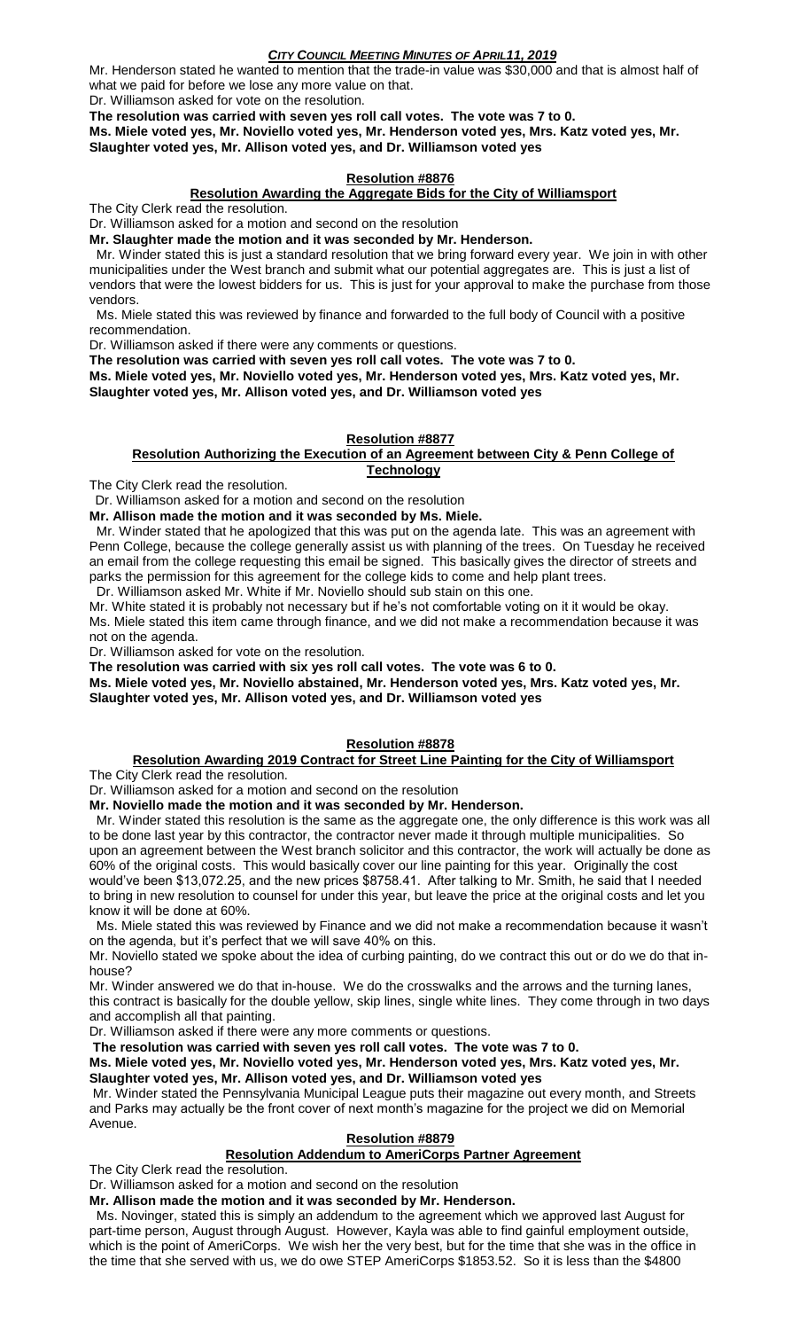Mr. Henderson stated he wanted to mention that the trade-in value was $30,000 and that is almost half of what we paid for before we lose any more value on that.

Dr. Williamson asked for vote on the resolution.

**The resolution was carried with seven yes roll call votes. The vote was 7 to 0.**

**Ms. Miele voted yes, Mr. Noviello voted yes, Mr. Henderson voted yes, Mrs. Katz voted yes, Mr. Slaughter voted yes, Mr. Allison voted yes, and Dr. Williamson voted yes**

## Resolution #8876

### Resolution Awarding the Aggregate Bids for the City of Williamsport

The City Clerk read the resolution.

Dr. Williamson asked for a motion and second on the resolution

**Mr. Slaughter made the motion and it was seconded by Mr. Henderson.**

Mr. Winder stated this is just a standard resolution that we bring forward every year. We join in with other municipalities under the West branch and submit what our potential aggregates are. This is just a list of vendors that were the lowest bidders for us. This is just for your approval to make the purchase from those vendors.

Ms. Miele stated this was reviewed by finance and forwarded to the full body of Council with a positive recommendation.

Dr. Williamson asked if there were any comments or questions.

**The resolution was carried with seven yes roll call votes. The vote was 7 to 0.**

**Ms. Miele voted yes, Mr. Noviello voted yes, Mr. Henderson voted yes, Mrs. Katz voted yes, Mr. Slaughter voted yes, Mr. Allison voted yes, and Dr. Williamson voted yes**

## Resolution #8877

### Resolution Authorizing the Execution of an Agreement between City & Penn College of Technology

The City Clerk read the resolution.

Dr. Williamson asked for a motion and second on the resolution

**Mr. Allison made the motion and it was seconded by Ms. Miele.**

Mr. Winder stated that he apologized that this was put on the agenda late. This was an agreement with Penn College, because the college generally assist us with planning of the trees. On Tuesday he received an email from the college requesting this email be signed. This basically gives the director of streets and parks the permission for this agreement for the college kids to come and help plant trees.

Dr. Williamson asked Mr. White if Mr. Noviello should sub stain on this one.

Mr. White stated it is probably not necessary but if he's not comfortable voting on it it would be okay.

Ms. Miele stated this item came through finance, and we did not make a recommendation because it was not on the agenda.

Dr. Williamson asked for vote on the resolution.

**The resolution was carried with six yes roll call votes. The vote was 6 to 0.**

**Ms. Miele voted yes, Mr. Noviello abstained, Mr. Henderson voted yes, Mrs. Katz voted yes, Mr. Slaughter voted yes, Mr. Allison voted yes, and Dr. Williamson voted yes**

## Resolution #8878

### Resolution Awarding 2019 Contract for Street Line Painting for the City of Williamsport

The City Clerk read the resolution.

Dr. Williamson asked for a motion and second on the resolution

**Mr. Noviello made the motion and it was seconded by Mr. Henderson.**

Mr. Winder stated this resolution is the same as the aggregate one, the only difference is this work was all to be done last year by this contractor, the contractor never made it through multiple municipalities. So upon an agreement between the West branch solicitor and this contractor, the work will actually be done as 60% of the original costs. This would basically cover our line painting for this year. Originally the cost would've been $13,072.25, and the new prices $8758.41. After talking to Mr. Smith, he said that I needed to bring in new resolution to counsel for under this year, but leave the price at the original costs and let you know it will be done at 60%.

Ms. Miele stated this was reviewed by Finance and we did not make a recommendation because it wasn't on the agenda, but it's perfect that we will save 40% on this.

Mr. Noviello stated we spoke about the idea of curbing painting, do we contract this out or do we do that in-house?

Mr. Winder answered we do that in-house. We do the crosswalks and the arrows and the turning lanes, this contract is basically for the double yellow, skip lines, single white lines. They come through in two days and accomplish all that painting.

Dr. Williamson asked if there were any more comments or questions.

**The resolution was carried with seven yes roll call votes. The vote was 7 to 0.**

**Ms. Miele voted yes, Mr. Noviello voted yes, Mr. Henderson voted yes, Mrs. Katz voted yes, Mr. Slaughter voted yes, Mr. Allison voted yes, and Dr. Williamson voted yes**

Mr. Winder stated the Pennsylvania Municipal League puts their magazine out every month, and Streets and Parks may actually be the front cover of next month's magazine for the project we did on Memorial Avenue.

## Resolution #8879

### Resolution Addendum to AmeriCorps Partner Agreement

The City Clerk read the resolution.

Dr. Williamson asked for a motion and second on the resolution

**Mr. Allison made the motion and it was seconded by Mr. Henderson.**

Ms. Novinger, stated this is simply an addendum to the agreement which we approved last August for part-time person, August through August. However, Kayla was able to find gainful employment outside, which is the point of AmeriCorps. We wish her the very best, but for the time that she was in the office in the time that she served with us, we do owe STEP AmeriCorps $1853.52. So it is less than the $4800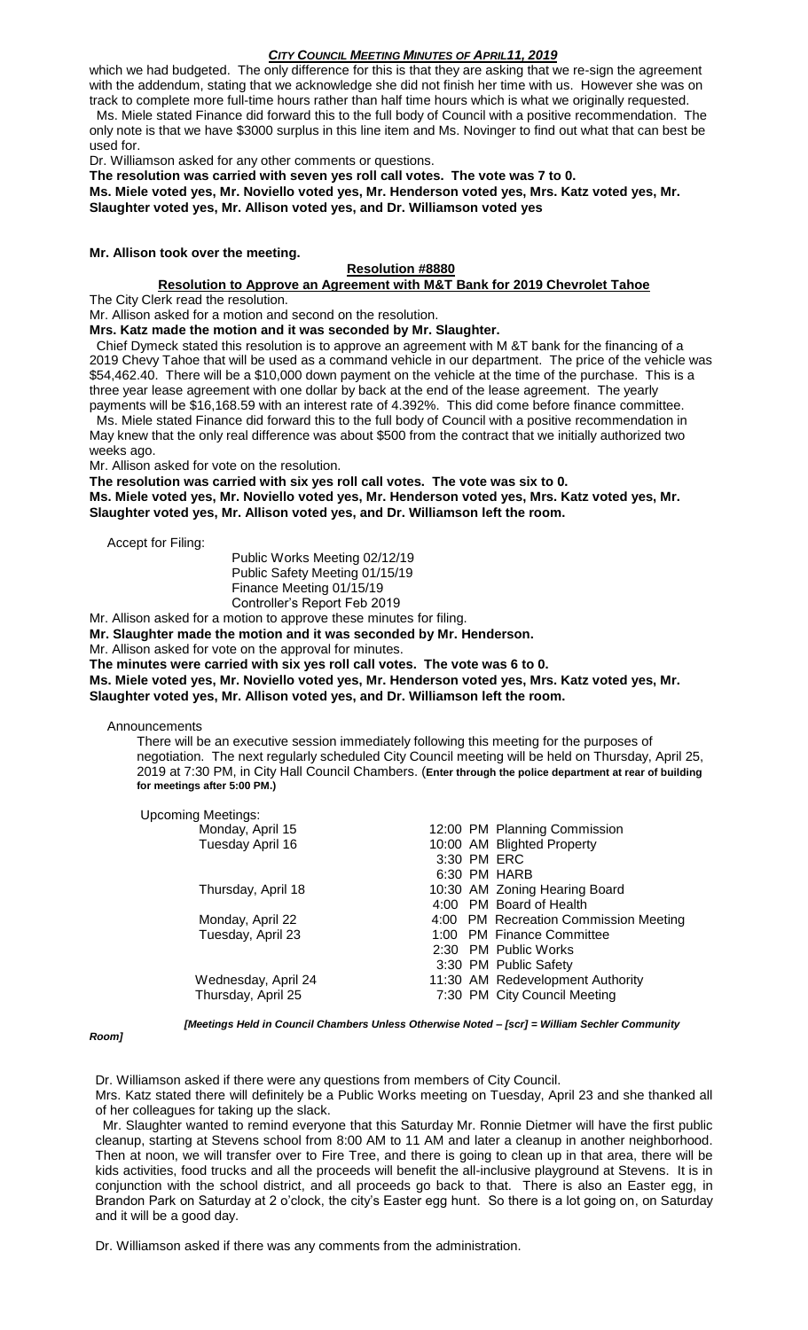which we had budgeted. The only difference for this is that they are asking that we re-sign the agreement with the addendum, stating that we acknowledge she did not finish her time with us. However she was on track to complete more full-time hours rather than half time hours which is what we originally requested.

Ms. Miele stated Finance did forward this to the full body of Council with a positive recommendation. The only note is that we have $3000 surplus in this line item and Ms. Novinger to find out what that can best be used for.

Dr. Williamson asked for any other comments or questions.

**The resolution was carried with seven yes roll call votes. The vote was 7 to 0.**

**Ms. Miele voted yes, Mr. Noviello voted yes, Mr. Henderson voted yes, Mrs. Katz voted yes, Mr. Slaughter voted yes, Mr. Allison voted yes, and Dr. Williamson voted yes**

**Mr. Allison took over the meeting.**

## Resolution #8880

### Resolution to Approve an Agreement with M&T Bank for 2019 Chevrolet Tahoe

The City Clerk read the resolution.

Mr. Allison asked for a motion and second on the resolution.

**Mrs. Katz made the motion and it was seconded by Mr. Slaughter.**

Chief Dymeck stated this resolution is to approve an agreement with M &T bank for the financing of a 2019 Chevy Tahoe that will be used as a command vehicle in our department. The price of the vehicle was $54,462.40. There will be a $10,000 down payment on the vehicle at the time of the purchase. This is a three year lease agreement with one dollar by back at the end of the lease agreement. The yearly payments will be $16,168.59 with an interest rate of 4.392%. This did come before finance committee.

Ms. Miele stated Finance did forward this to the full body of Council with a positive recommendation in May knew that the only real difference was about $500 from the contract that we initially authorized two weeks ago.

Mr. Allison asked for vote on the resolution.

**The resolution was carried with six yes roll call votes. The vote was six to 0.**

**Ms. Miele voted yes, Mr. Noviello voted yes, Mr. Henderson voted yes, Mrs. Katz voted yes, Mr. Slaughter voted yes, Mr. Allison voted yes, and Dr. Williamson left the room.**

Accept for Filing:

Public Works Meeting 02/12/19
Public Safety Meeting 01/15/19
Finance Meeting 01/15/19
Controller's Report Feb 2019

Mr. Allison asked for a motion to approve these minutes for filing.

**Mr. Slaughter made the motion and it was seconded by Mr. Henderson.**

Mr. Allison asked for vote on the approval for minutes.

**The minutes were carried with six yes roll call votes. The vote was 6 to 0.**

**Ms. Miele voted yes, Mr. Noviello voted yes, Mr. Henderson voted yes, Mrs. Katz voted yes, Mr. Slaughter voted yes, Mr. Allison voted yes, and Dr. Williamson left the room.**

Announcements

There will be an executive session immediately following this meeting for the purposes of negotiation. The next regularly scheduled City Council meeting will be held on Thursday, April 25, 2019 at 7:30 PM, in City Hall Council Chambers. (**Enter through the police department at rear of building for meetings after 5:00 PM.**)

Upcoming Meetings:

| | | |
|---|---|---|
| Monday, April 15 | 12:00 PM | Planning Commission |
| Tuesday April 16 | 10:00 AM | Blighted Property |
| | 3:30 PM | ERC |
| | 6:30 PM | HARB |
| Thursday, April 18 | 10:30 AM | Zoning Hearing Board |
| | 4:00 PM | Board of Health |
| Monday, April 22 | 4:00 PM | Recreation Commission Meeting |
| Tuesday, April 23 | 1:00 PM | Finance Committee |
| | 2:30 PM | Public Works |
| | 3:30 PM | Public Safety |
| Wednesday, April 24 | 11:30 AM | Redevelopment Authority |
| Thursday, April 25 | 7:30 PM | City Council Meeting |

***[Meetings Held in Council Chambers Unless Otherwise Noted – [scr] = William Sechler Community Room]***

Dr. Williamson asked if there were any questions from members of City Council.

Mrs. Katz stated there will definitely be a Public Works meeting on Tuesday, April 23 and she thanked all of her colleagues for taking up the slack.

Mr. Slaughter wanted to remind everyone that this Saturday Mr. Ronnie Dietmer will have the first public cleanup, starting at Stevens school from 8:00 AM to 11 AM and later a cleanup in another neighborhood. Then at noon, we will transfer over to Fire Tree, and there is going to clean up in that area, there will be kids activities, food trucks and all the proceeds will benefit the all-inclusive playground at Stevens. It is in conjunction with the school district, and all proceeds go back to that. There is also an Easter egg, in Brandon Park on Saturday at 2 o'clock, the city's Easter egg hunt. So there is a lot going on, on Saturday and it will be a good day.

Dr. Williamson asked if there was any comments from the administration.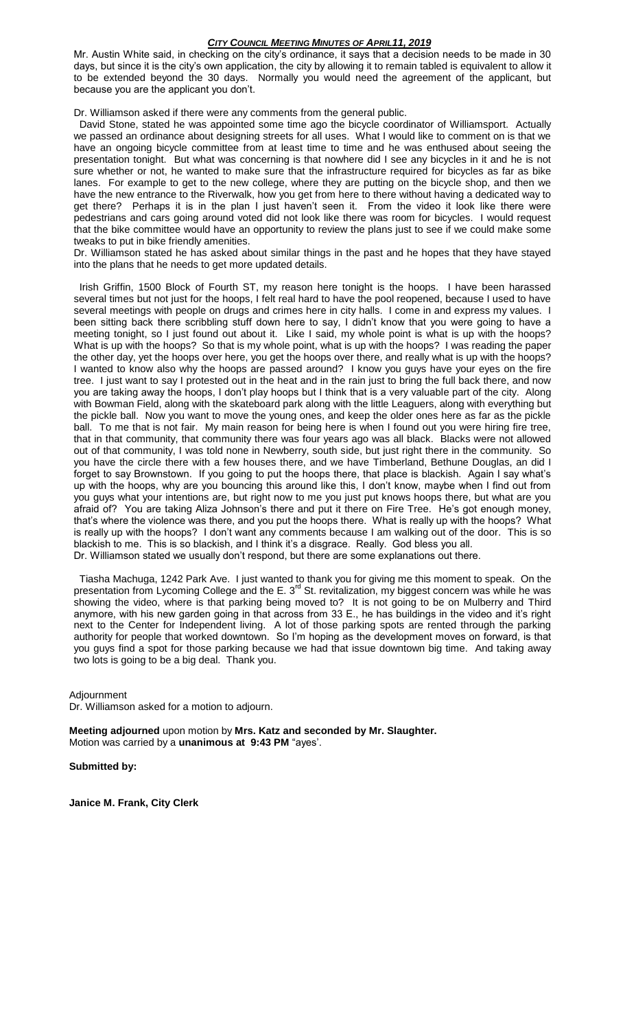Mr. Austin White said, in checking on the city's ordinance, it says that a decision needs to be made in 30 days, but since it is the city's own application, the city by allowing it to remain tabled is equivalent to allow it to be extended beyond the 30 days. Normally you would need the agreement of the applicant, but because you are the applicant you don't.

Dr. Williamson asked if there were any comments from the general public.

David Stone, stated he was appointed some time ago the bicycle coordinator of Williamsport. Actually we passed an ordinance about designing streets for all uses. What I would like to comment on is that we have an ongoing bicycle committee from at least time to time and he was enthused about seeing the presentation tonight. But what was concerning is that nowhere did I see any bicycles in it and he is not sure whether or not, he wanted to make sure that the infrastructure required for bicycles as far as bike lanes. For example to get to the new college, where they are putting on the bicycle shop, and then we have the new entrance to the Riverwalk, how you get from here to there without having a dedicated way to get there? Perhaps it is in the plan I just haven't seen it. From the video it look like there were pedestrians and cars going around voted did not look like there was room for bicycles. I would request that the bike committee would have an opportunity to review the plans just to see if we could make some tweaks to put in bike friendly amenities.

Dr. Williamson stated he has asked about similar things in the past and he hopes that they have stayed into the plans that he needs to get more updated details.

Irish Griffin, 1500 Block of Fourth ST, my reason here tonight is the hoops. I have been harassed several times but not just for the hoops, I felt real hard to have the pool reopened, because I used to have several meetings with people on drugs and crimes here in city halls. I come in and express my values. I been sitting back there scribbling stuff down here to say, I didn't know that you were going to have a meeting tonight, so I just found out about it. Like I said, my whole point is what is up with the hoops? What is up with the hoops? So that is my whole point, what is up with the hoops? I was reading the paper the other day, yet the hoops over here, you get the hoops over there, and really what is up with the hoops? I wanted to know also why the hoops are passed around? I know you guys have your eyes on the fire tree. I just want to say I protested out in the heat and in the rain just to bring the full back there, and now you are taking away the hoops, I don't play hoops but I think that is a very valuable part of the city. Along with Bowman Field, along with the skateboard park along with the little Leaguers, along with everything but the pickle ball. Now you want to move the young ones, and keep the older ones here as far as the pickle ball. To me that is not fair. My main reason for being here is when I found out you were hiring fire tree, that in that community, that community there was four years ago was all black. Blacks were not allowed out of that community, I was told none in Newberry, south side, but just right there in the community. So you have the circle there with a few houses there, and we have Timberland, Bethune Douglas, an did I forget to say Brownstown. If you going to put the hoops there, that place is blackish. Again I say what's up with the hoops, why are you bouncing this around like this, I don't know, maybe when I find out from you guys what your intentions are, but right now to me you just put knows hoops there, but what are you afraid of? You are taking Aliza Johnson's there and put it there on Fire Tree. He's got enough money, that's where the violence was there, and you put the hoops there. What is really up with the hoops? What is really up with the hoops? I don't want any comments because I am walking out of the door. This is so blackish to me. This is so blackish, and I think it's a disgrace. Really. God bless you all.

Dr. Williamson stated we usually don't respond, but there are some explanations out there.

Tiasha Machuga, 1242 Park Ave. I just wanted to thank you for giving me this moment to speak. On the presentation from Lycoming College and the E. 3rd St. revitalization, my biggest concern was while he was showing the video, where is that parking being moved to? It is not going to be on Mulberry and Third anymore, with his new garden going in that across from 33 E., he has buildings in the video and it's right next to the Center for Independent living. A lot of those parking spots are rented through the parking authority for people that worked downtown. So I'm hoping as the development moves on forward, is that you guys find a spot for those parking because we had that issue downtown big time. And taking away two lots is going to be a big deal. Thank you.

Adjournment

Dr. Williamson asked for a motion to adjourn.

**Meeting adjourned** upon motion by **Mrs. Katz and seconded by Mr. Slaughter.**
Motion was carried by a **unanimous at 9:43 PM** "ayes'.

**Submitted by:**

**Janice M. Frank, City Clerk**